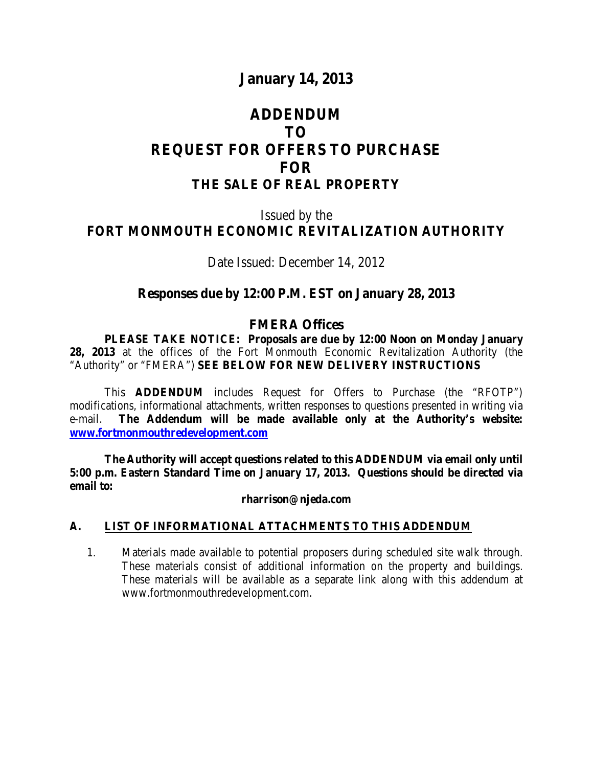# January 14, 2013

# ADDENDUM
# TO
# REQUEST FOR OFFERS TO PURCHASE
# FOR
# THE SALE OF REAL PROPERTY

Issued by the

**FORT MONMOUTH ECONOMIC REVITALIZATION AUTHORITY**

Date Issued: December 14, 2012

## Responses due by 12:00 P.M. EST on January 28, 2013

## FMERA Offices

**PLEASE TAKE NOTICE: Proposals are due by 12:00 Noon on Monday January 28, 2013** at the offices of the Fort Monmouth Economic Revitalization Authority (the "Authority" or "FMERA") **SEE BELOW FOR NEW DELIVERY INSTRUCTIONS**

This **ADDENDUM** includes Request for Offers to Purchase (the "RFOTP") modifications, informational attachments, written responses to questions presented in writing via e-mail. **The Addendum will be made available only at the Authority's website: [www.fortmonmouthredevelopment.com](www.fortmonmouthredevelopment.com)**

**The Authority will accept questions related to this ADDENDUM via email only until 5:00 p.m. Eastern Standard Time on January 17, 2013. Questions should be directed via email to:**

**rharrison@njeda.com**

## A. LIST OF INFORMATIONAL ATTACHMENTS TO THIS ADDENDUM

1. Materials made available to potential proposers during scheduled site walk through. These materials consist of additional information on the property and buildings. These materials will be available as a separate link along with this addendum at www.fortmonmouthredevelopment.com.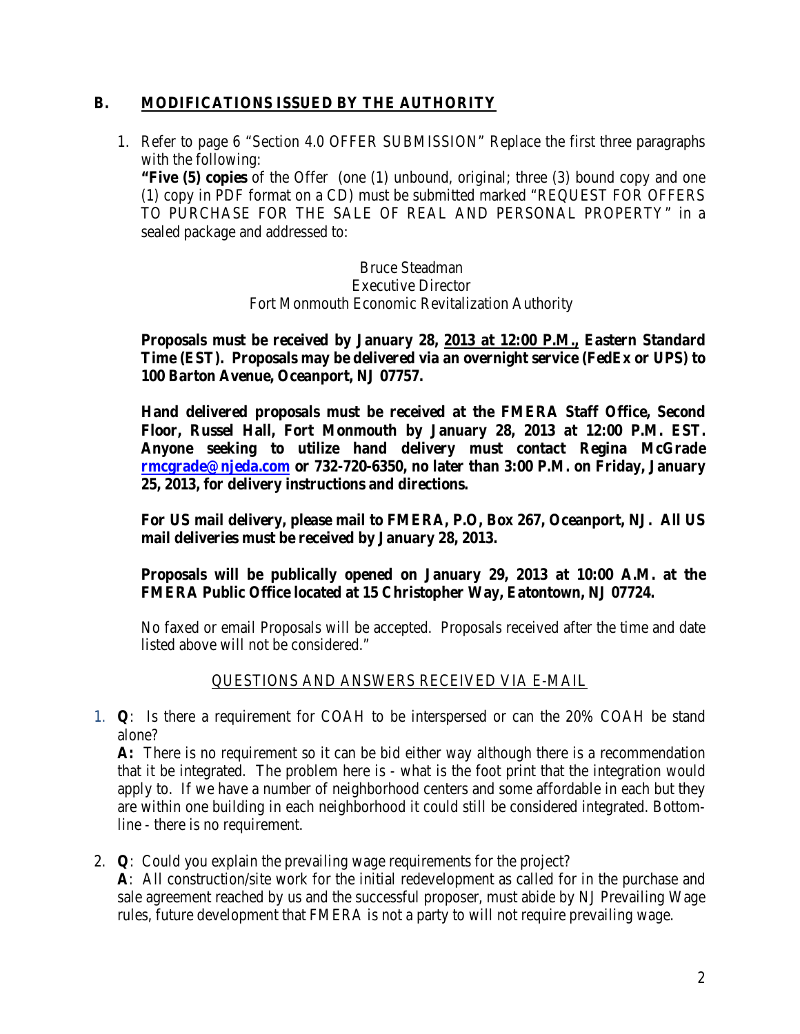## B. MODIFICATIONS ISSUED BY THE AUTHORITY

1. Refer to page 6 "Section 4.0 OFFER SUBMISSION" Replace the first three paragraphs with the following:
   **"Five (5) copies** of the Offer (one (1) unbound, original; three (3) bound copy and one (1) copy in PDF format on a CD) must be submitted marked "REQUEST FOR OFFERS TO PURCHASE FOR THE SALE OF REAL AND PERSONAL PROPERTY" in a sealed package and addressed to:

   Bruce Steadman
   Executive Director
   Fort Monmouth Economic Revitalization Authority

   **Proposals must be received by January 28, <u>2013 at 12:00 P.M.,</u> Eastern Standard Time (EST). Proposals may be delivered via an overnight service (FedEx or UPS) to 100 Barton Avenue, Oceanport, NJ 07757.**

   **Hand delivered proposals must be received at the FMERA Staff Office, Second Floor, Russel Hall, Fort Monmouth by January 28, 2013 at 12:00 P.M. EST. Anyone seeking to utilize hand delivery must contact Regina McGrade rmcgrade@njeda.com or 732-720-6350, no later than 3:00 P.M. on Friday, January 25, 2013, for delivery instructions and directions.**

   **For US mail delivery, please mail to FMERA, P.O, Box 267, Oceanport, NJ. All US mail deliveries must be received by January 28, 2013.**

   **Proposals will be publically opened on January 29, 2013 at 10:00 A.M. at the FMERA Public Office located at 15 Christopher Way, Eatontown, NJ 07724.**

   No faxed or email Proposals will be accepted. Proposals received after the time and date listed above will not be considered."

### QUESTIONS AND ANSWERS RECEIVED VIA E-MAIL

1. **Q**: Is there a requirement for COAH to be interspersed or can the 20% COAH be stand alone?
   **A:** There is no requirement so it can be bid either way although there is a recommendation that it be integrated. The problem here is - what is the foot print that the integration would apply to. If we have a number of neighborhood centers and some affordable in each but they are within one building in each neighborhood it could still be considered integrated. Bottom-line - there is no requirement.

2. **Q**: Could you explain the prevailing wage requirements for the project?
   **A**: All construction/site work for the initial redevelopment as called for in the purchase and sale agreement reached by us and the successful proposer, must abide by NJ Prevailing Wage rules, future development that FMERA is not a party to will not require prevailing wage.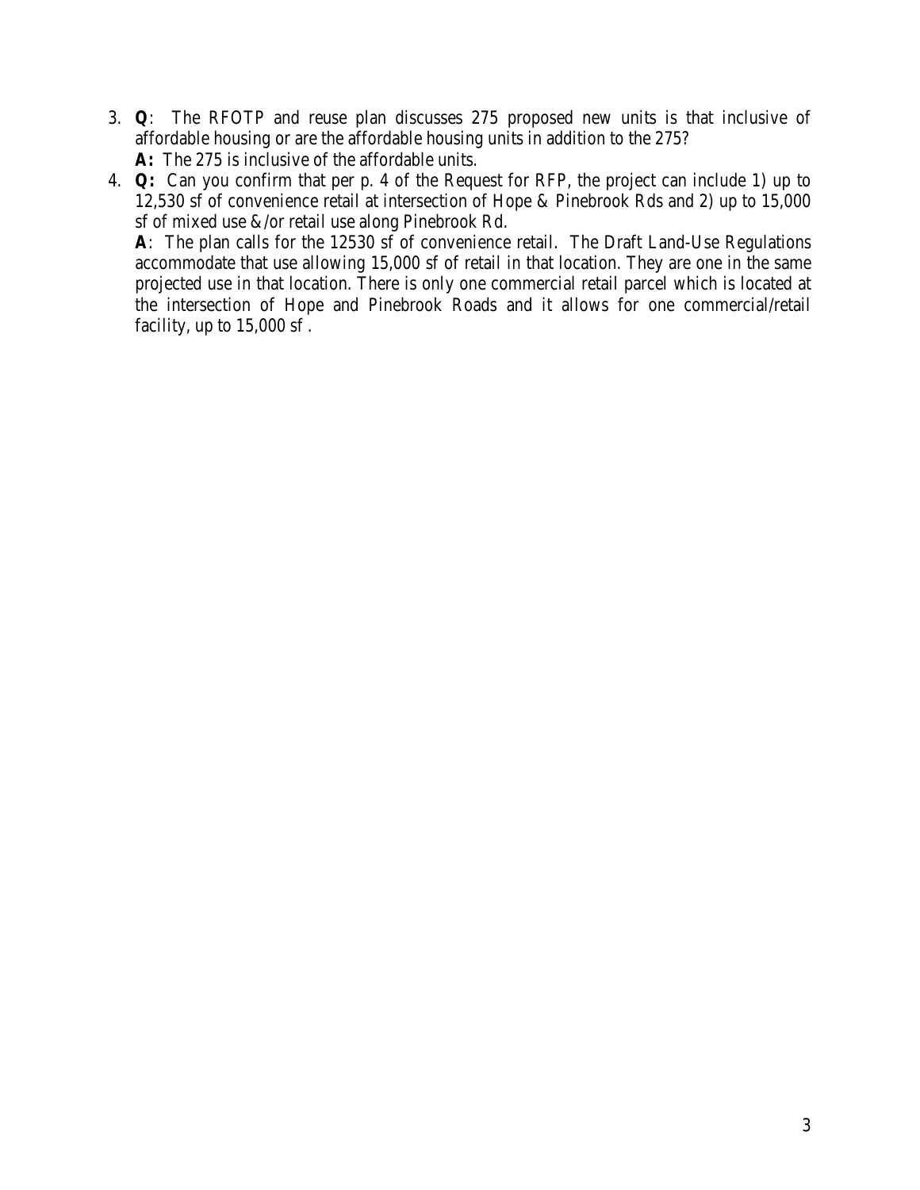3. **Q**: The RFOTP and reuse plan discusses 275 proposed new units is that inclusive of affordable housing or are the affordable housing units in addition to the 275?
   **A:** The 275 is inclusive of the affordable units.
4. **Q:** Can you confirm that per p. 4 of the Request for RFP, the project can include 1) up to 12,530 sf of convenience retail at intersection of Hope & Pinebrook Rds and 2) up to 15,000 sf of mixed use &/or retail use along Pinebrook Rd.
   **A**: The plan calls for the 12530 sf of convenience retail. The Draft Land-Use Regulations accommodate that use allowing 15,000 sf of retail in that location. They are one in the same projected use in that location. There is only one commercial retail parcel which is located at the intersection of Hope and Pinebrook Roads and it allows for one commercial/retail facility, up to 15,000 sf .